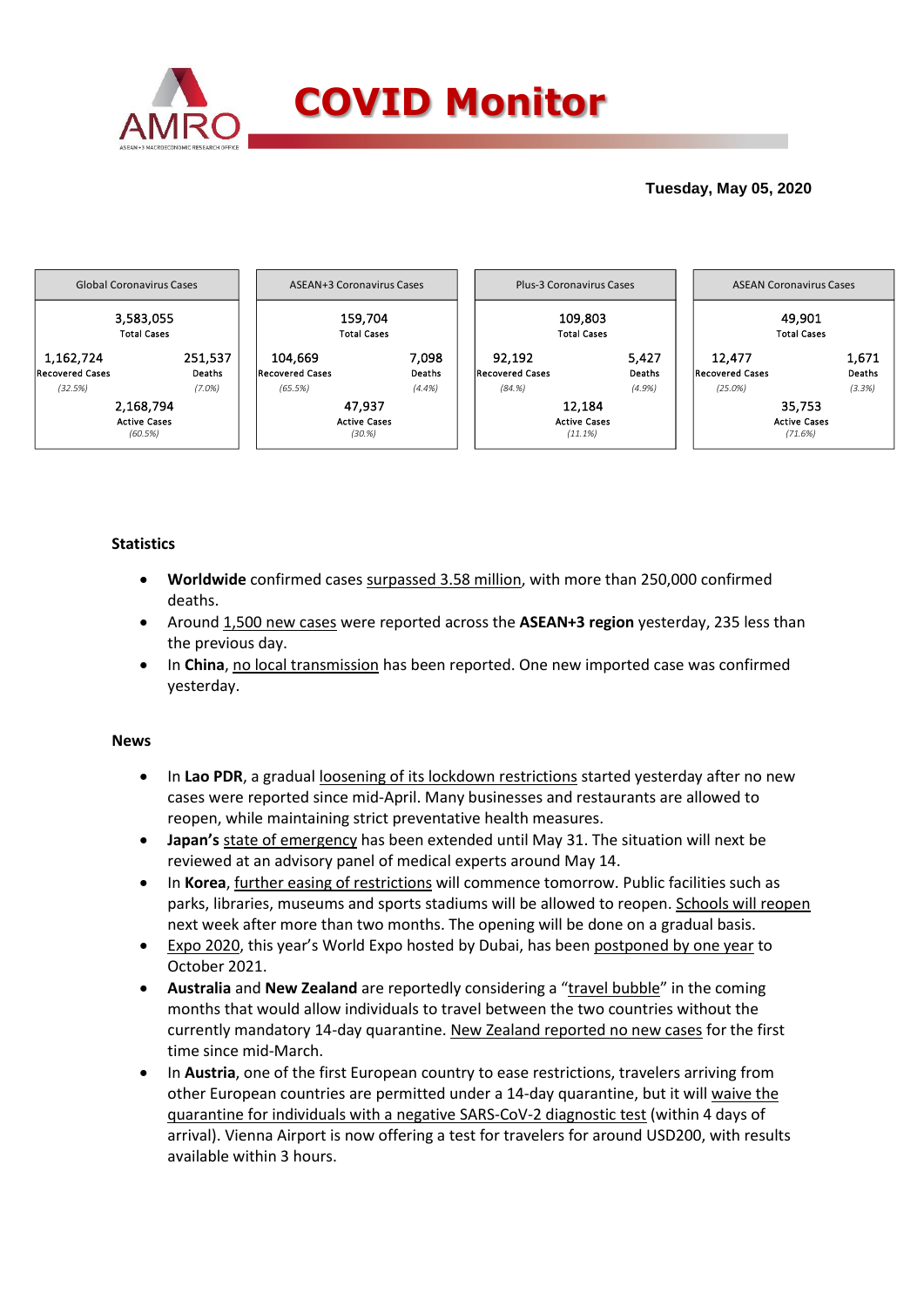# COVID Monitor

**Tuesday, May 05, 2020**

| Global Coronavirus Cases | | ASEAN+3 Coronavirus Cases | | Plus-3 Coronavirus Cases | | ASEAN Coronavirus Cases | |
|---|---|---|---|---|---|---|---|
| 3,583,055 Total Cases | | 159,704 Total Cases | | 109,803 Total Cases | | 49,901 Total Cases | |
| 1,162,724 Recovered Cases (32.5%) | 251,537 Deaths (7.0%) | 104,669 Recovered Cases (65.5%) | 7,098 Deaths (4.4%) | 92,192 Recovered Cases (84.%) | 5,427 Deaths (4.9%) | 12,477 Recovered Cases (25.0%) | 1,671 Deaths (3.3%) |
| 2,168,794 Active Cases (60.5%) | | 47,937 Active Cases (30.%) | | 12,184 Active Cases (11.1%) | | 35,753 Active Cases (71.6%) | |

**Statistics**

- **Worldwide** confirmed cases surpassed 3.58 million, with more than 250,000 confirmed deaths.
- Around 1,500 new cases were reported across the **ASEAN+3 region** yesterday, 235 less than the previous day.
- In **China**, no local transmission has been reported. One new imported case was confirmed yesterday.

**News**

- In **Lao PDR**, a gradual loosening of its lockdown restrictions started yesterday after no new cases were reported since mid-April. Many businesses and restaurants are allowed to reopen, while maintaining strict preventative health measures.
- **Japan's** state of emergency has been extended until May 31. The situation will next be reviewed at an advisory panel of medical experts around May 14.
- In **Korea**, further easing of restrictions will commence tomorrow. Public facilities such as parks, libraries, museums and sports stadiums will be allowed to reopen. Schools will reopen next week after more than two months. The opening will be done on a gradual basis.
- Expo 2020, this year's World Expo hosted by Dubai, has been postponed by one year to October 2021.
- **Australia** and **New Zealand** are reportedly considering a "travel bubble" in the coming months that would allow individuals to travel between the two countries without the currently mandatory 14-day quarantine. New Zealand reported no new cases for the first time since mid-March.
- In **Austria**, one of the first European country to ease restrictions, travelers arriving from other European countries are permitted under a 14-day quarantine, but it will waive the quarantine for individuals with a negative SARS-CoV-2 diagnostic test (within 4 days of arrival). Vienna Airport is now offering a test for travelers for around USD200, with results available within 3 hours.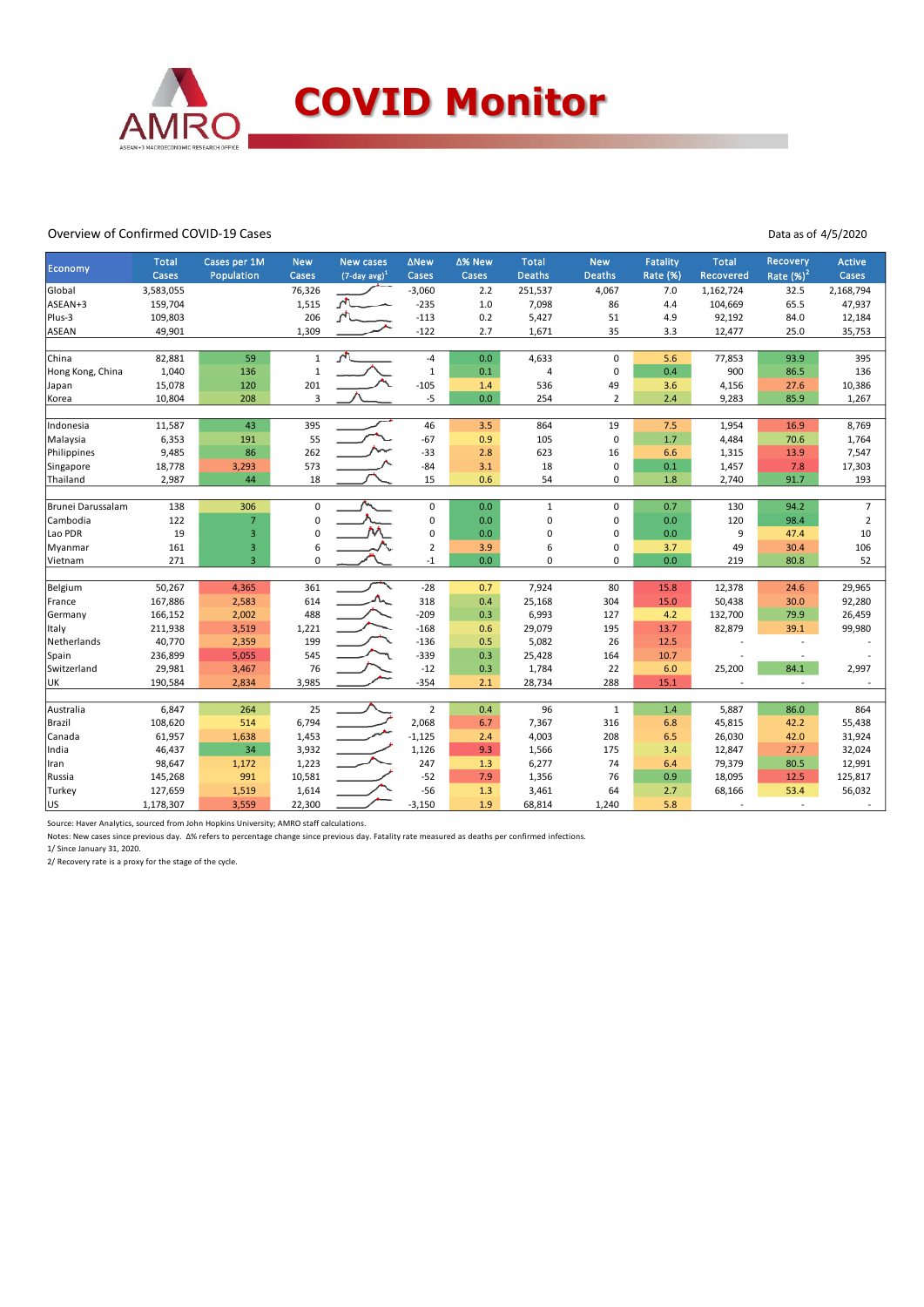# COVID Monitor

Overview of Confirmed COVID-19 Cases

Data as of 4/5/2020

| Economy | Total Cases | Cases per 1M Population | New Cases | New cases (7-day avg)[1] | ΔNew Cases | Δ% New Cases | Total Deaths | New Deaths | Fatality Rate (%) | Total Recovered | Recovery Rate (%)[2] | Active Cases |
|---|---|---|---|---|---|---|---|---|---|---|---|---|
| Global | 3,583,055 | | 76,326 | | -3,060 | 2.2 | 251,537 | 4,067 | 7.0 | 1,162,724 | 32.5 | 2,168,794 |
| ASEAN+3 | 159,704 | | 1,515 | | -235 | 1.0 | 7,098 | 86 | 4.4 | 104,669 | 65.5 | 47,937 |
| Plus-3 | 109,803 | | 206 | | -113 | 0.2 | 5,427 | 51 | 4.9 | 92,192 | 84.0 | 12,184 |
| ASEAN | 49,901 | | 1,309 | | -122 | 2.7 | 1,671 | 35 | 3.3 | 12,477 | 25.0 | 35,753 |
| | | | | | | | | | | | | |
| China | 82,881 | 59 | 1 | | -4 | 0.0 | 4,633 | 0 | 5.6 | 77,853 | 93.9 | 395 |
| Hong Kong, China | 1,040 | 136 | 1 | | 1 | 0.1 | 4 | 0 | 0.4 | 900 | 86.5 | 136 |
| Japan | 15,078 | 120 | 201 | | -105 | 1.4 | 536 | 49 | 3.6 | 4,156 | 27.6 | 10,386 |
| Korea | 10,804 | 208 | 3 | | -5 | 0.0 | 254 | 2 | 2.4 | 9,283 | 85.9 | 1,267 |
| | | | | | | | | | | | | |
| Indonesia | 11,587 | 43 | 395 | | 46 | 3.5 | 864 | 19 | 7.5 | 1,954 | 16.9 | 8,769 |
| Malaysia | 6,353 | 191 | 55 | | -67 | 0.9 | 105 | 0 | 1.7 | 4,484 | 70.6 | 1,764 |
| Philippines | 9,485 | 86 | 262 | | -33 | 2.8 | 623 | 16 | 6.6 | 1,315 | 13.9 | 7,547 |
| Singapore | 18,778 | 3,293 | 573 | | -84 | 3.1 | 18 | 0 | 0.1 | 1,457 | 7.8 | 17,303 |
| Thailand | 2,987 | 44 | 18 | | 15 | 0.6 | 54 | 0 | 1.8 | 2,740 | 91.7 | 193 |
| | | | | | | | | | | | | |
| Brunei Darussalam | 138 | 306 | 0 | | 0 | 0.0 | 1 | 0 | 0.7 | 130 | 94.2 | 7 |
| Cambodia | 122 | 7 | 0 | | 0 | 0.0 | 0 | 0 | 0.0 | 120 | 98.4 | 2 |
| Lao PDR | 19 | 3 | 0 | | 0 | 0.0 | 0 | 0 | 0.0 | 9 | 47.4 | 10 |
| Myanmar | 161 | 3 | 6 | | 2 | 3.9 | 6 | 0 | 3.7 | 49 | 30.4 | 106 |
| Vietnam | 271 | 3 | 0 | | -1 | 0.0 | 0 | 0 | 0.0 | 219 | 80.8 | 52 |
| | | | | | | | | | | | | |
| Belgium | 50,267 | 4,365 | 361 | | -28 | 0.7 | 7,924 | 80 | 15.8 | 12,378 | 24.6 | 29,965 |
| France | 167,886 | 2,583 | 614 | | 318 | 0.4 | 25,168 | 304 | 15.0 | 50,438 | 30.0 | 92,280 |
| Germany | 166,152 | 2,002 | 488 | | -209 | 0.3 | 6,993 | 127 | 4.2 | 132,700 | 79.9 | 26,459 |
| Italy | 211,938 | 3,519 | 1,221 | | -168 | 0.6 | 29,079 | 195 | 13.7 | 82,879 | 39.1 | 99,980 |
| Netherlands | 40,770 | 2,359 | 199 | | -136 | 0.5 | 5,082 | 26 | 12.5 | - | - | - |
| Spain | 236,899 | 5,055 | 545 | | -339 | 0.3 | 25,428 | 164 | 10.7 | - | - | - |
| Switzerland | 29,981 | 3,467 | 76 | | -12 | 0.3 | 1,784 | 22 | 6.0 | 25,200 | 84.1 | 2,997 |
| UK | 190,584 | 2,834 | 3,985 | | -354 | 2.1 | 28,734 | 288 | 15.1 | - | - | - |
| | | | | | | | | | | | | |
| Australia | 6,847 | 264 | 25 | | 2 | 0.4 | 96 | 1 | 1.4 | 5,887 | 86.0 | 864 |
| Brazil | 108,620 | 514 | 6,794 | | 2,068 | 6.7 | 7,367 | 316 | 6.8 | 45,815 | 42.2 | 55,438 |
| Canada | 61,957 | 1,638 | 1,453 | | -1,125 | 2.4 | 4,003 | 208 | 6.5 | 26,030 | 42.0 | 31,924 |
| India | 46,437 | 34 | 3,932 | | 1,126 | 9.3 | 1,566 | 175 | 3.4 | 12,847 | 27.7 | 32,024 |
| Iran | 98,647 | 1,172 | 1,223 | | 247 | 1.3 | 6,277 | 74 | 6.4 | 79,379 | 80.5 | 12,991 |
| Russia | 145,268 | 991 | 10,581 | | -52 | 7.9 | 1,356 | 76 | 0.9 | 18,095 | 12.5 | 125,817 |
| Turkey | 127,659 | 1,519 | 1,614 | | -56 | 1.3 | 3,461 | 64 | 2.7 | 68,166 | 53.4 | 56,032 |
| US | 1,178,307 | 3,559 | 22,300 | | -3,150 | 1.9 | 68,814 | 1,240 | 5.8 | - | - | - |

Source: Haver Analytics, sourced from John Hopkins University; AMRO staff calculations.

Notes: New cases since previous day. Δ% refers to percentage change since previous day. Fatality rate measured as deaths per confirmed infections.

1/ Since January 31, 2020.

2/ Recovery rate is a proxy for the stage of the cycle.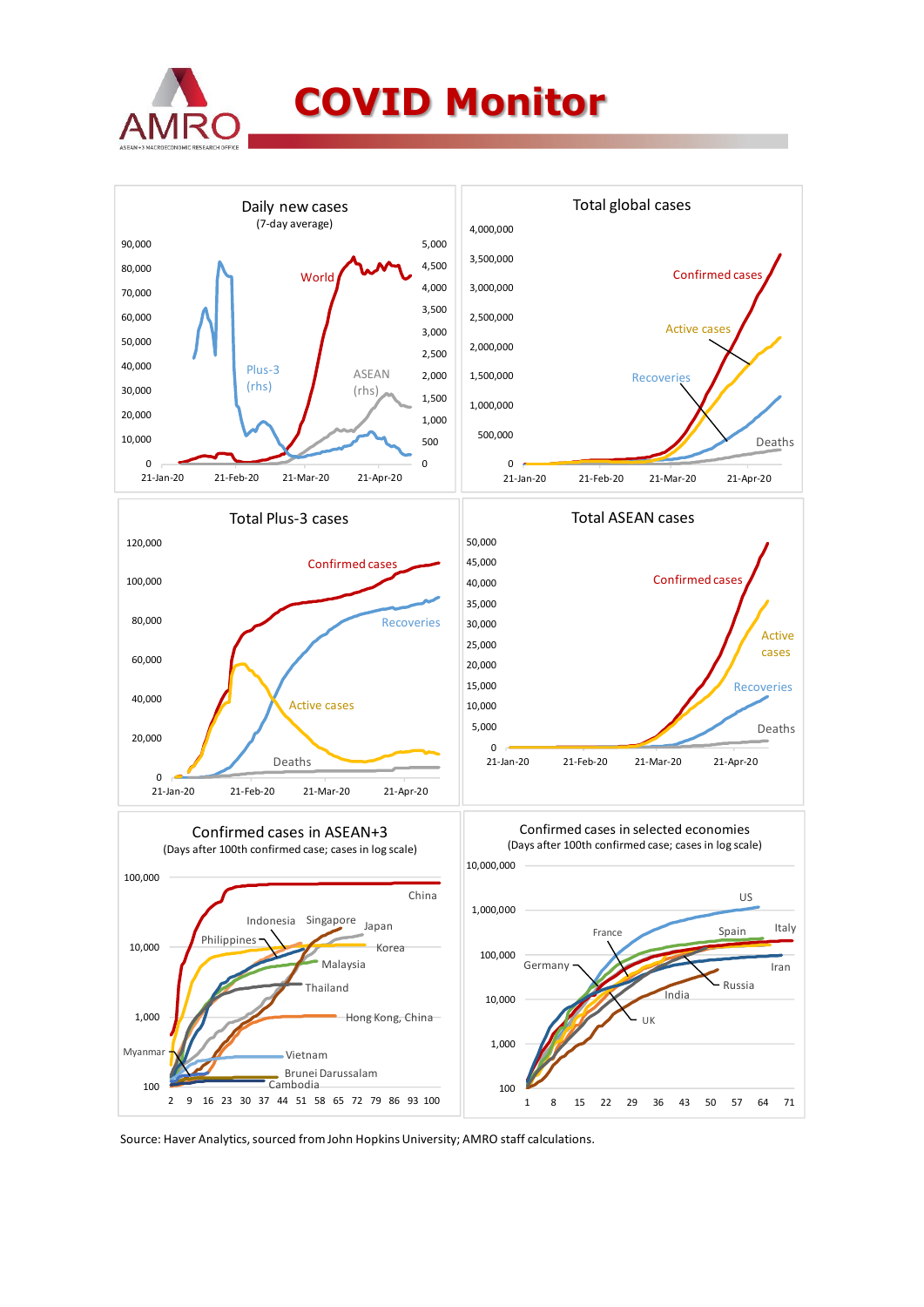# COVID Monitor

AMRO

ASEAN+3 MACROECONOMIC RESEARCH OFFICE

**Daily new cases**
(7-day average)

90,000
80,000
70,000
60,000
50,000
40,000
30,000
20,000
10,000
0

5,000
4,500
4,000
3,500
3,000
2,500
2,000
1,500
1,000
500
0

World
Plus-3 (rhs)
ASEAN (rhs)

21-Jan-20 21-Feb-20 21-Mar-20 21-Apr-20

**Total global cases**

4,000,000
3,500,000
3,000,000
2,500,000
2,000,000
1,500,000
1,000,000
500,000
0

Confirmed cases
Active cases
Recoveries
Deaths

21-Jan-20 21-Feb-20 21-Mar-20 21-Apr-20

**Total Plus-3 cases**

120,000
100,000
80,000
60,000
40,000
20,000
0

Confirmed cases
Recoveries
Active cases
Deaths

21-Jan-20 21-Feb-20 21-Mar-20 21-Apr-20

**Total ASEAN cases**

50,000
45,000
40,000
35,000
30,000
25,000
20,000
15,000
10,000
5,000
0

Confirmed cases
Active cases
Recoveries
Deaths

21-Jan-20 21-Feb-20 21-Mar-20 21-Apr-20

**Confirmed cases in ASEAN+3**
(Days after 100th confirmed case; cases in log scale)

100,000
10,000
1,000
100

China
Indonesia
Singapore
Japan
Philippines
Korea
Malaysia
Thailand
Hong Kong, China
Myanmar
Vietnam
Brunei Darussalam
Cambodia

2 9 16 23 30 37 44 51 58 65 72 79 86 93 100

**Confirmed cases in selected economies**
(Days after 100th confirmed case; cases in log scale)

10,000,000
1,000,000
100,000
10,000
1,000
100

US
France
Spain
Italy
Germany
Iran
Russia
India
UK

1 8 15 22 29 36 43 50 57 64 71

Source: Haver Analytics, sourced from John Hopkins University; AMRO staff calculations.